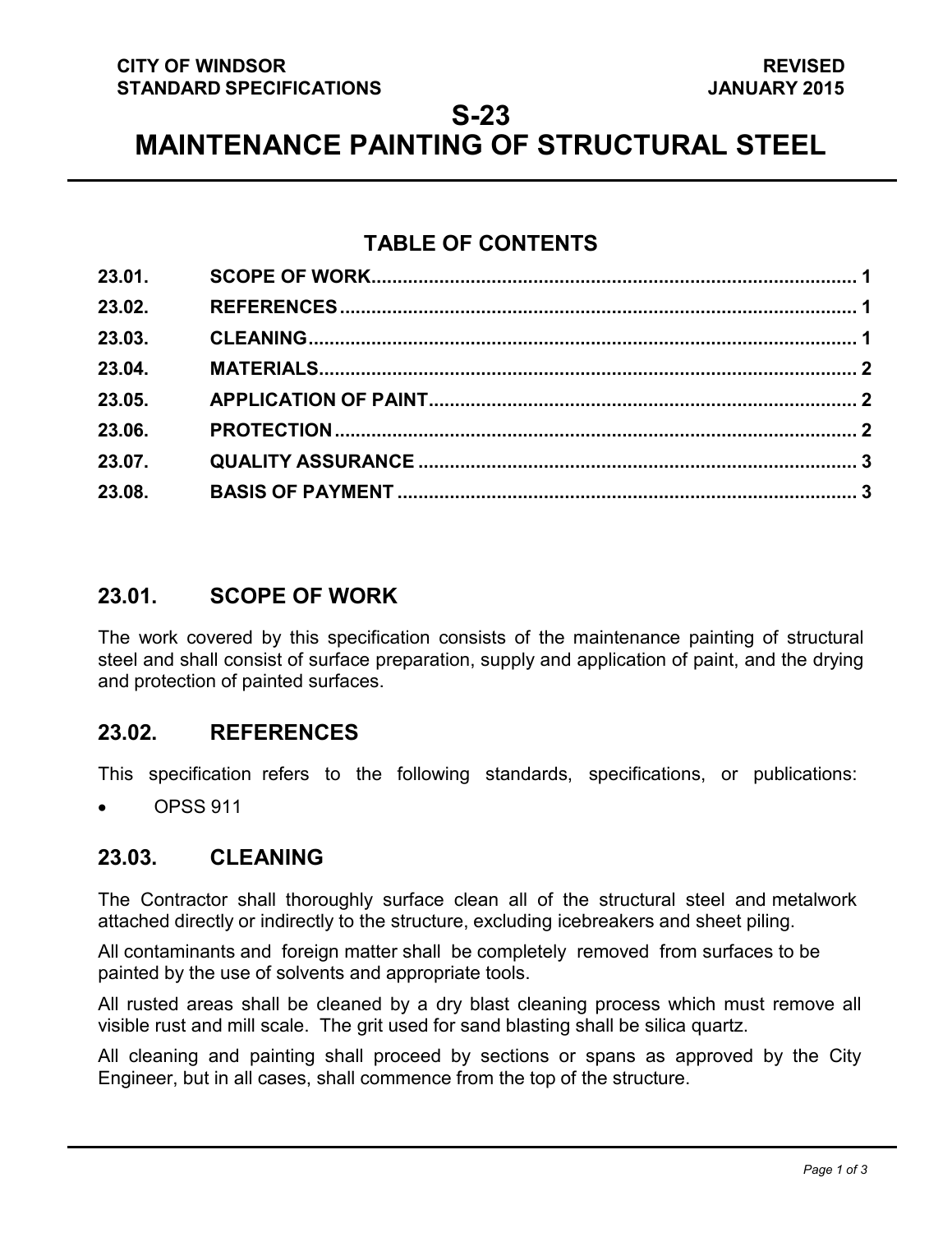**CITY OF WINDSOR**
**STANDARD SPECIFICATIONS**

**REVISED**
**JANUARY 2015**

# S-23
# MAINTENANCE PAINTING OF STRUCTURAL STEEL

## TABLE OF CONTENTS

| | | |
|---|---|---|
| 23.01. | SCOPE OF WORK | 1 |
| 23.02. | REFERENCES | 1 |
| 23.03. | CLEANING | 1 |
| 23.04. | MATERIALS | 2 |
| 23.05. | APPLICATION OF PAINT | 2 |
| 23.06. | PROTECTION | 2 |
| 23.07. | QUALITY ASSURANCE | 3 |
| 23.08. | BASIS OF PAYMENT | 3 |

## 23.01. SCOPE OF WORK

The work covered by this specification consists of the maintenance painting of structural steel and shall consist of surface preparation, supply and application of paint, and the drying and protection of painted surfaces.

## 23.02. REFERENCES

This specification refers to the following standards, specifications, or publications:

- OPSS 911

## 23.03. CLEANING

The Contractor shall thoroughly surface clean all of the structural steel and metalwork attached directly or indirectly to the structure, excluding icebreakers and sheet piling.

All contaminants and foreign matter shall be completely removed from surfaces to be painted by the use of solvents and appropriate tools.

All rusted areas shall be cleaned by a dry blast cleaning process which must remove all visible rust and mill scale. The grit used for sand blasting shall be silica quartz.

All cleaning and painting shall proceed by sections or spans as approved by the City Engineer, but in all cases, shall commence from the top of the structure.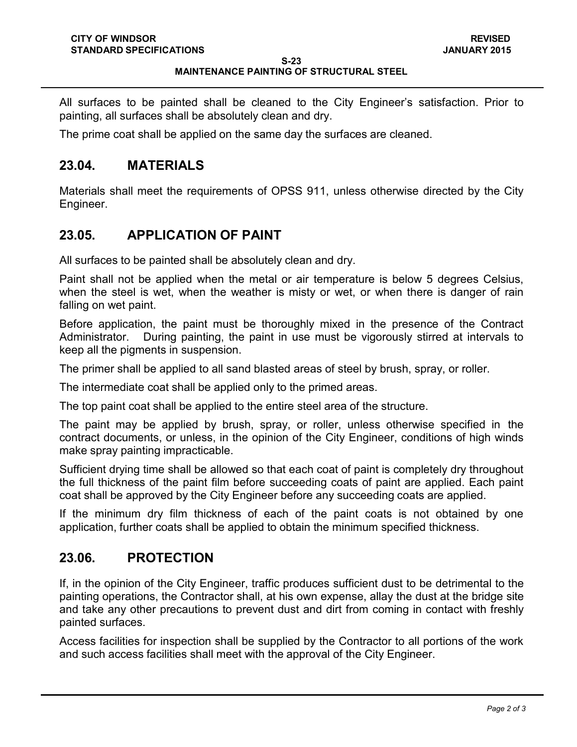All surfaces to be painted shall be cleaned to the City Engineer's satisfaction. Prior to painting, all surfaces shall be absolutely clean and dry.

The prime coat shall be applied on the same day the surfaces are cleaned.

## 23.04. MATERIALS

Materials shall meet the requirements of OPSS 911, unless otherwise directed by the City Engineer.

## 23.05. APPLICATION OF PAINT

All surfaces to be painted shall be absolutely clean and dry.

Paint shall not be applied when the metal or air temperature is below 5 degrees Celsius, when the steel is wet, when the weather is misty or wet, or when there is danger of rain falling on wet paint.

Before application, the paint must be thoroughly mixed in the presence of the Contract Administrator. During painting, the paint in use must be vigorously stirred at intervals to keep all the pigments in suspension.

The primer shall be applied to all sand blasted areas of steel by brush, spray, or roller.

The intermediate coat shall be applied only to the primed areas.

The top paint coat shall be applied to the entire steel area of the structure.

The paint may be applied by brush, spray, or roller, unless otherwise specified in the contract documents, or unless, in the opinion of the City Engineer, conditions of high winds make spray painting impracticable.

Sufficient drying time shall be allowed so that each coat of paint is completely dry throughout the full thickness of the paint film before succeeding coats of paint are applied. Each paint coat shall be approved by the City Engineer before any succeeding coats are applied.

If the minimum dry film thickness of each of the paint coats is not obtained by one application, further coats shall be applied to obtain the minimum specified thickness.

## 23.06. PROTECTION

If, in the opinion of the City Engineer, traffic produces sufficient dust to be detrimental to the painting operations, the Contractor shall, at his own expense, allay the dust at the bridge site and take any other precautions to prevent dust and dirt from coming in contact with freshly painted surfaces.

Access facilities for inspection shall be supplied by the Contractor to all portions of the work and such access facilities shall meet with the approval of the City Engineer.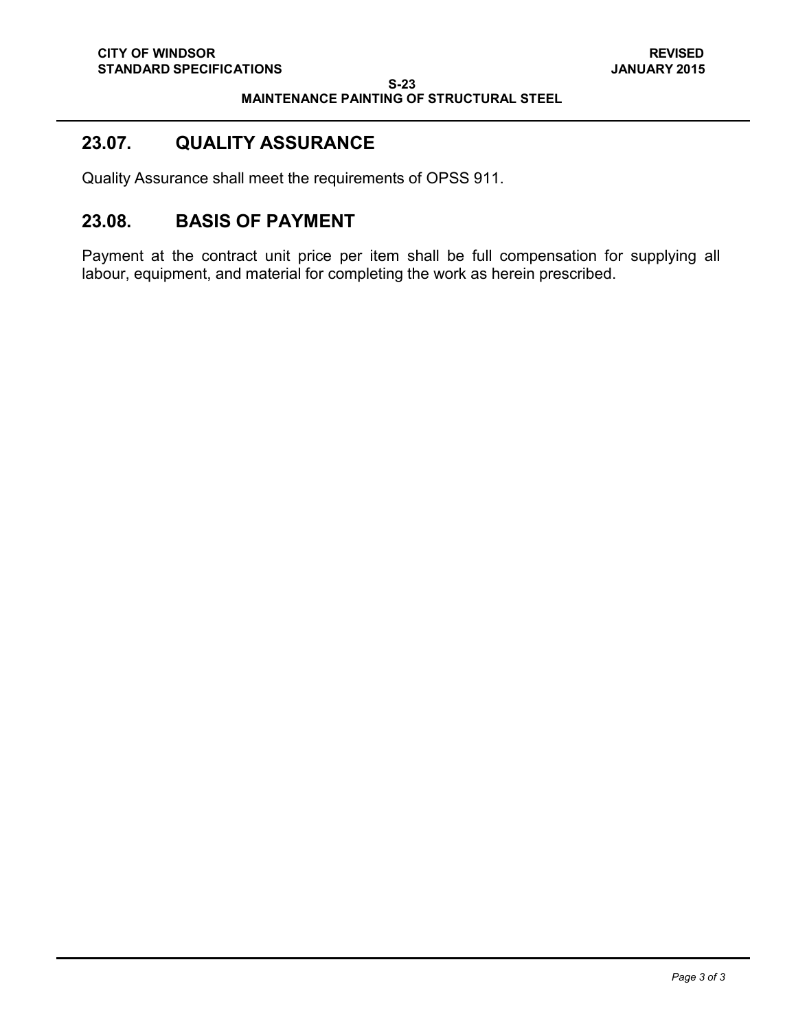## 23.07. QUALITY ASSURANCE

Quality Assurance shall meet the requirements of OPSS 911.

## 23.08. BASIS OF PAYMENT

Payment at the contract unit price per item shall be full compensation for supplying all labour, equipment, and material for completing the work as herein prescribed.